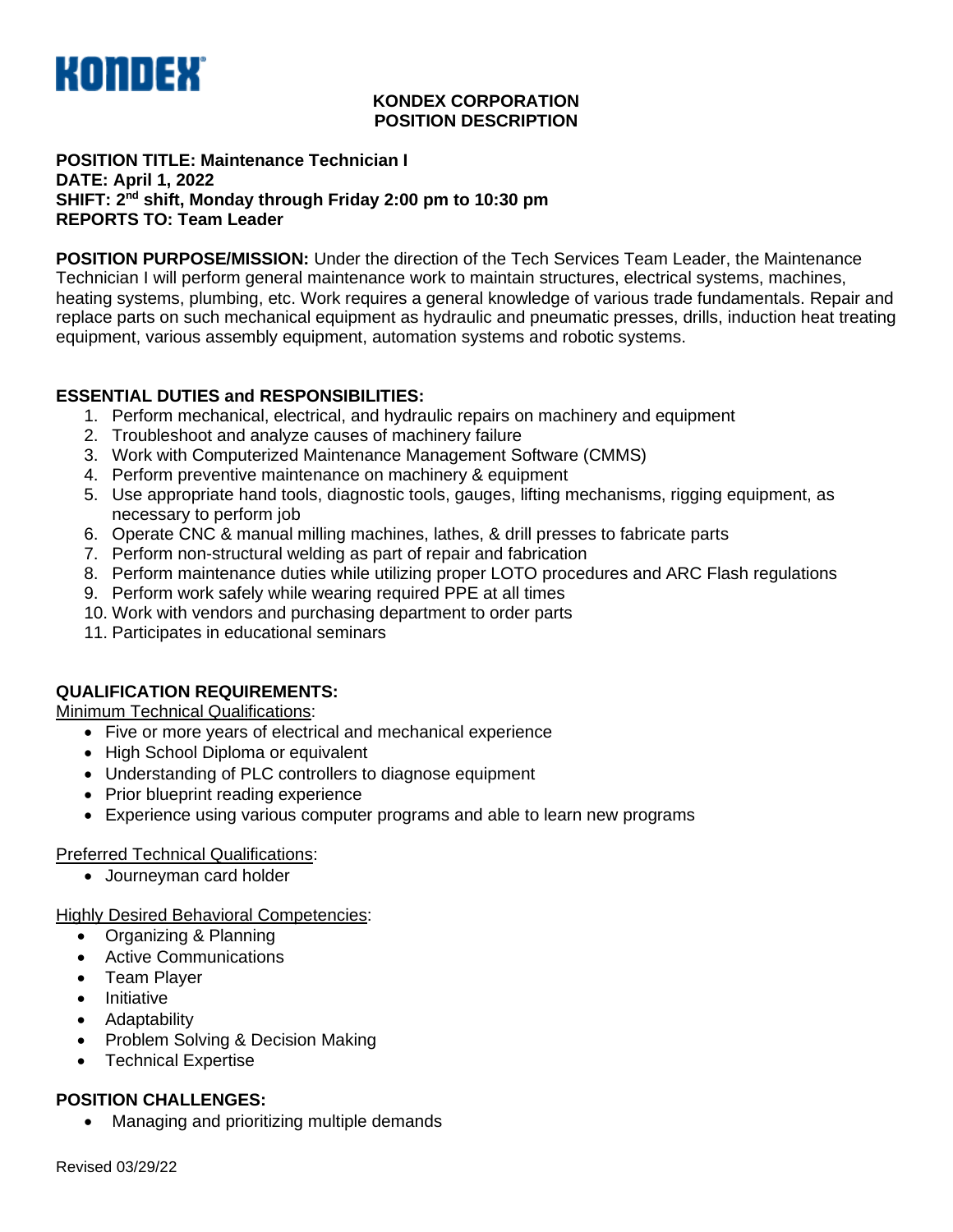KONDEX

**KONDEX CORPORATION**
**POSITION DESCRIPTION**

**POSITION TITLE: Maintenance Technician I**
**DATE: April 1, 2022**
**SHIFT: 2nd shift, Monday through Friday 2:00 pm to 10:30 pm**
**REPORTS TO: Team Leader**

**POSITION PURPOSE/MISSION:** Under the direction of the Tech Services Team Leader, the Maintenance Technician I will perform general maintenance work to maintain structures, electrical systems, machines, heating systems, plumbing, etc. Work requires a general knowledge of various trade fundamentals. Repair and replace parts on such mechanical equipment as hydraulic and pneumatic presses, drills, induction heat treating equipment, various assembly equipment, automation systems and robotic systems.

**ESSENTIAL DUTIES and RESPONSIBILITIES:**

1. Perform mechanical, electrical, and hydraulic repairs on machinery and equipment
2. Troubleshoot and analyze causes of machinery failure
3. Work with Computerized Maintenance Management Software (CMMS)
4. Perform preventive maintenance on machinery & equipment
5. Use appropriate hand tools, diagnostic tools, gauges, lifting mechanisms, rigging equipment, as necessary to perform job
6. Operate CNC & manual milling machines, lathes, & drill presses to fabricate parts
7. Perform non-structural welding as part of repair and fabrication
8. Perform maintenance duties while utilizing proper LOTO procedures and ARC Flash regulations
9. Perform work safely while wearing required PPE at all times
10. Work with vendors and purchasing department to order parts
11. Participates in educational seminars

**QUALIFICATION REQUIREMENTS:**

Minimum Technical Qualifications:

- Five or more years of electrical and mechanical experience
- High School Diploma or equivalent
- Understanding of PLC controllers to diagnose equipment
- Prior blueprint reading experience
- Experience using various computer programs and able to learn new programs

Preferred Technical Qualifications:

- Journeyman card holder

Highly Desired Behavioral Competencies:

- Organizing & Planning
- Active Communications
- Team Player
- Initiative
- Adaptability
- Problem Solving & Decision Making
- Technical Expertise

**POSITION CHALLENGES:**

- Managing and prioritizing multiple demands

Revised 03/29/22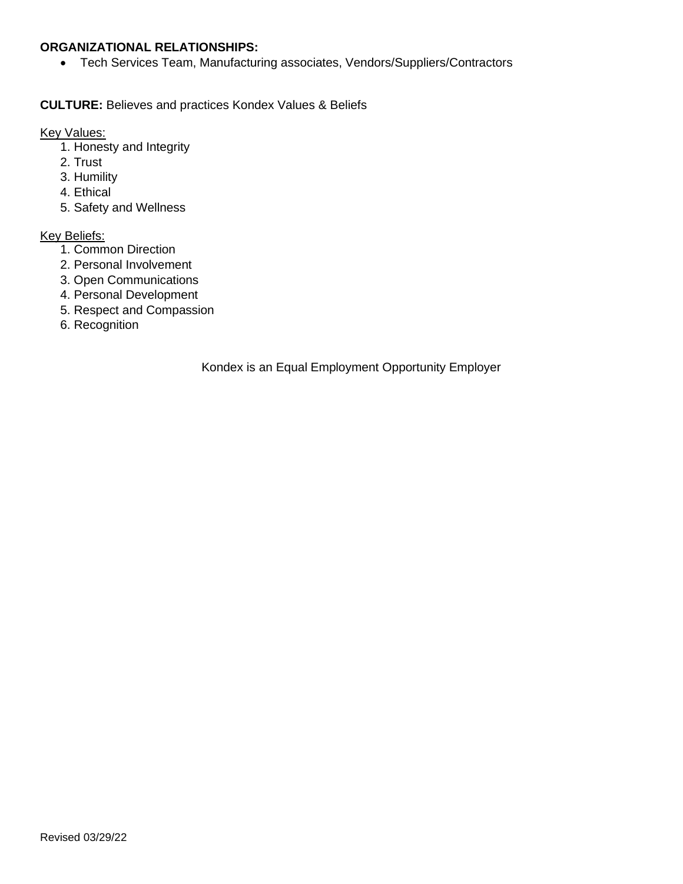**ORGANIZATIONAL RELATIONSHIPS:**

- Tech Services Team, Manufacturing associates, Vendors/Suppliers/Contractors

**CULTURE:** Believes and practices Kondex Values & Beliefs

<u>Key Values:</u>

1. Honesty and Integrity
2. Trust
3. Humility
4. Ethical
5. Safety and Wellness

<u>Key Beliefs:</u>

1. Common Direction
2. Personal Involvement
3. Open Communications
4. Personal Development
5. Respect and Compassion
6. Recognition

Kondex is an Equal Employment Opportunity Employer

Revised 03/29/22